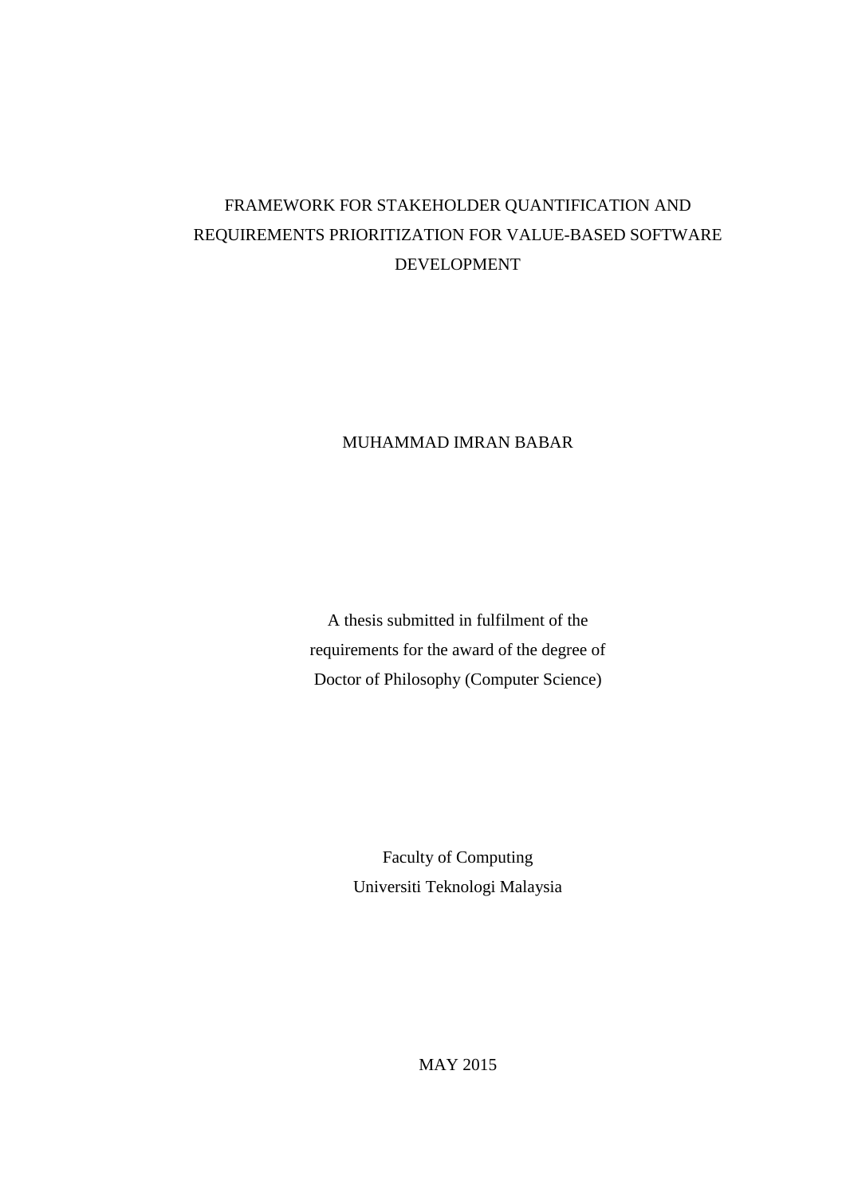# FRAMEWORK FOR STAKEHOLDER QUANTIFICATION AND REQUIREMENTS PRIORITIZATION FOR VALUE-BASED SOFTWARE DEVELOPMENT

MUHAMMAD IMRAN BABAR

A thesis submitted in fulfilment of the requirements for the award of the degree of Doctor of Philosophy (Computer Science)

Faculty of Computing
Universiti Teknologi Malaysia

MAY 2015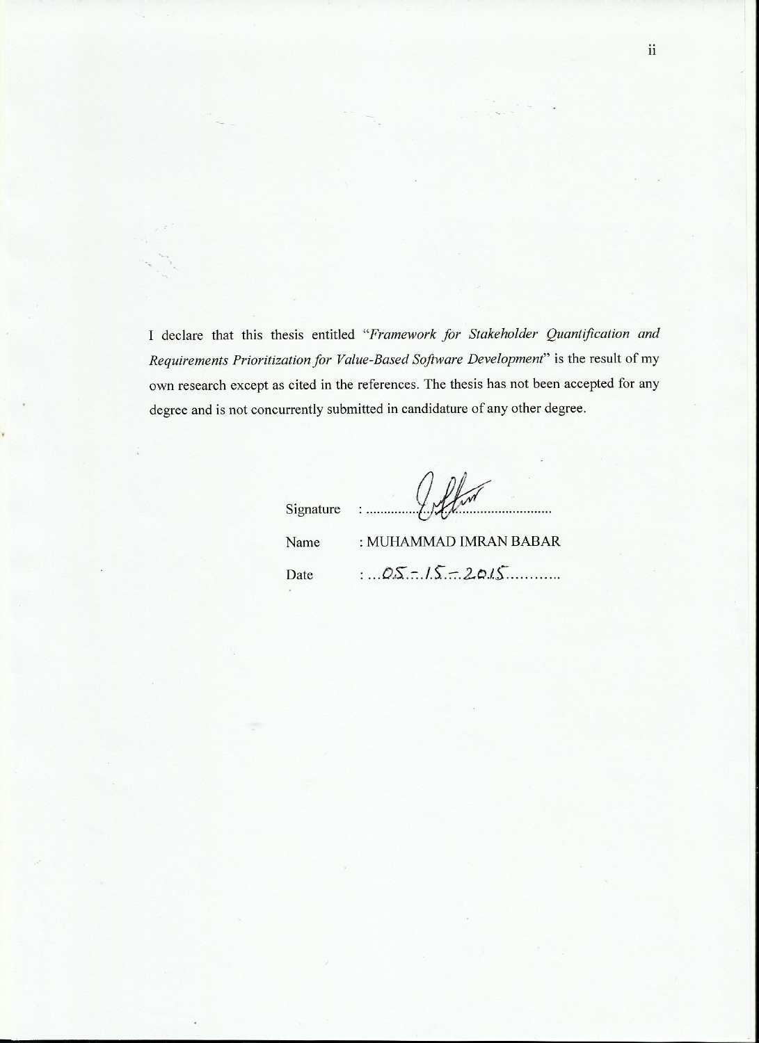I declare that this thesis entitled "*Framework for Stakeholder Quantification and Requirements Prioritization for Value-Based Software Development*" is the result of my own research except as cited in the references. The thesis has not been accepted for any degree and is not concurrently submitted in candidature of any other degree.

Signature : ...........................................

Name : MUHAMMAD IMRAN BABAR

Date : ...05-15-2015...........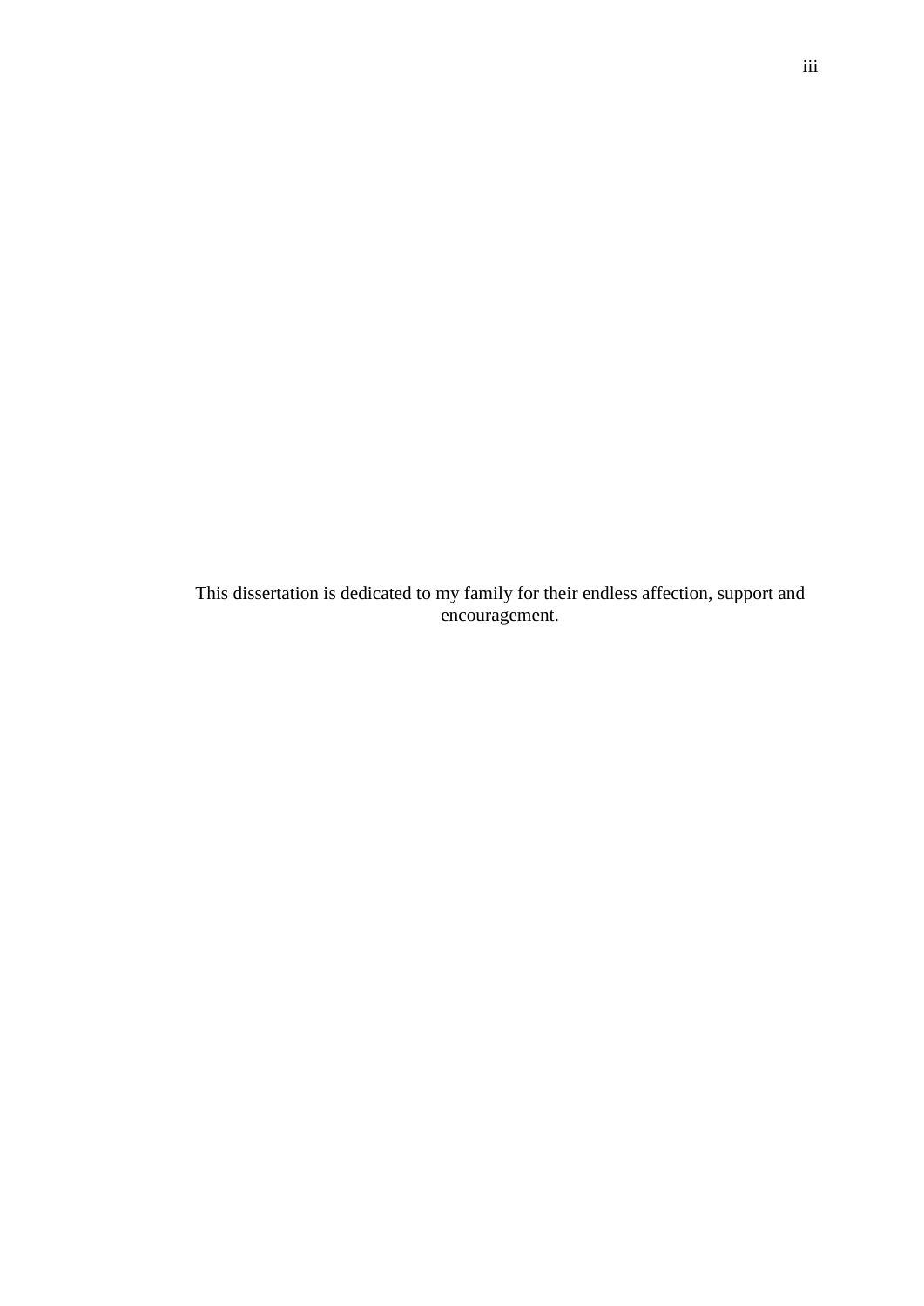This dissertation is dedicated to my family for their endless affection, support and encouragement.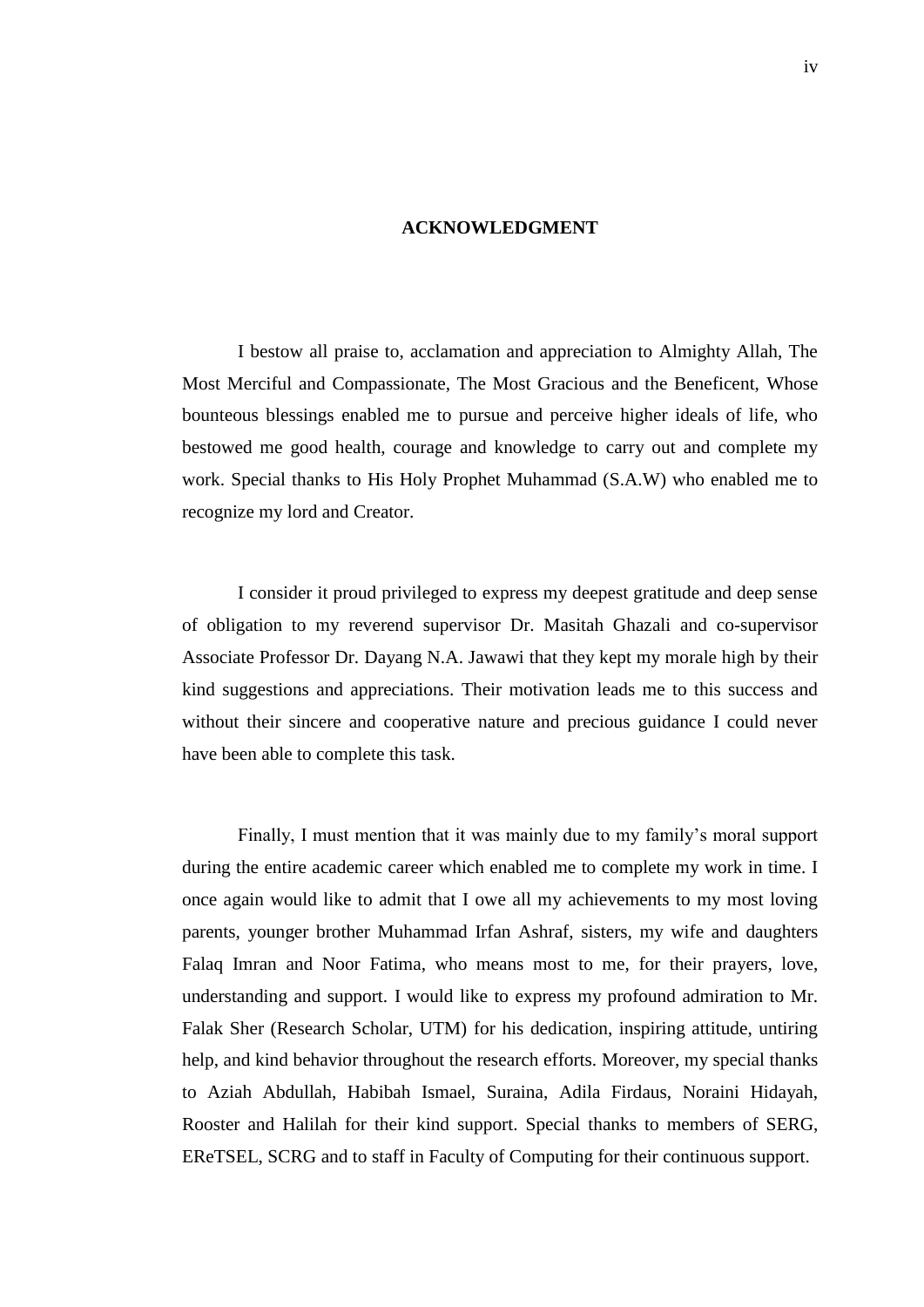# ACKNOWLEDGMENT

I bestow all praise to, acclamation and appreciation to Almighty Allah, The Most Merciful and Compassionate, The Most Gracious and the Beneficent, Whose bounteous blessings enabled me to pursue and perceive higher ideals of life, who bestowed me good health, courage and knowledge to carry out and complete my work. Special thanks to His Holy Prophet Muhammad (S.A.W) who enabled me to recognize my lord and Creator.

I consider it proud privileged to express my deepest gratitude and deep sense of obligation to my reverend supervisor Dr. Masitah Ghazali and co-supervisor Associate Professor Dr. Dayang N.A. Jawawi that they kept my morale high by their kind suggestions and appreciations. Their motivation leads me to this success and without their sincere and cooperative nature and precious guidance I could never have been able to complete this task.

Finally, I must mention that it was mainly due to my family's moral support during the entire academic career which enabled me to complete my work in time. I once again would like to admit that I owe all my achievements to my most loving parents, younger brother Muhammad Irfan Ashraf, sisters, my wife and daughters Falaq Imran and Noor Fatima, who means most to me, for their prayers, love, understanding and support. I would like to express my profound admiration to Mr. Falak Sher (Research Scholar, UTM) for his dedication, inspiring attitude, untiring help, and kind behavior throughout the research efforts. Moreover, my special thanks to Aziah Abdullah, Habibah Ismael, Suraina, Adila Firdaus, Noraini Hidayah, Rooster and Halilah for their kind support. Special thanks to members of SERG, EReTSEL, SCRG and to staff in Faculty of Computing for their continuous support.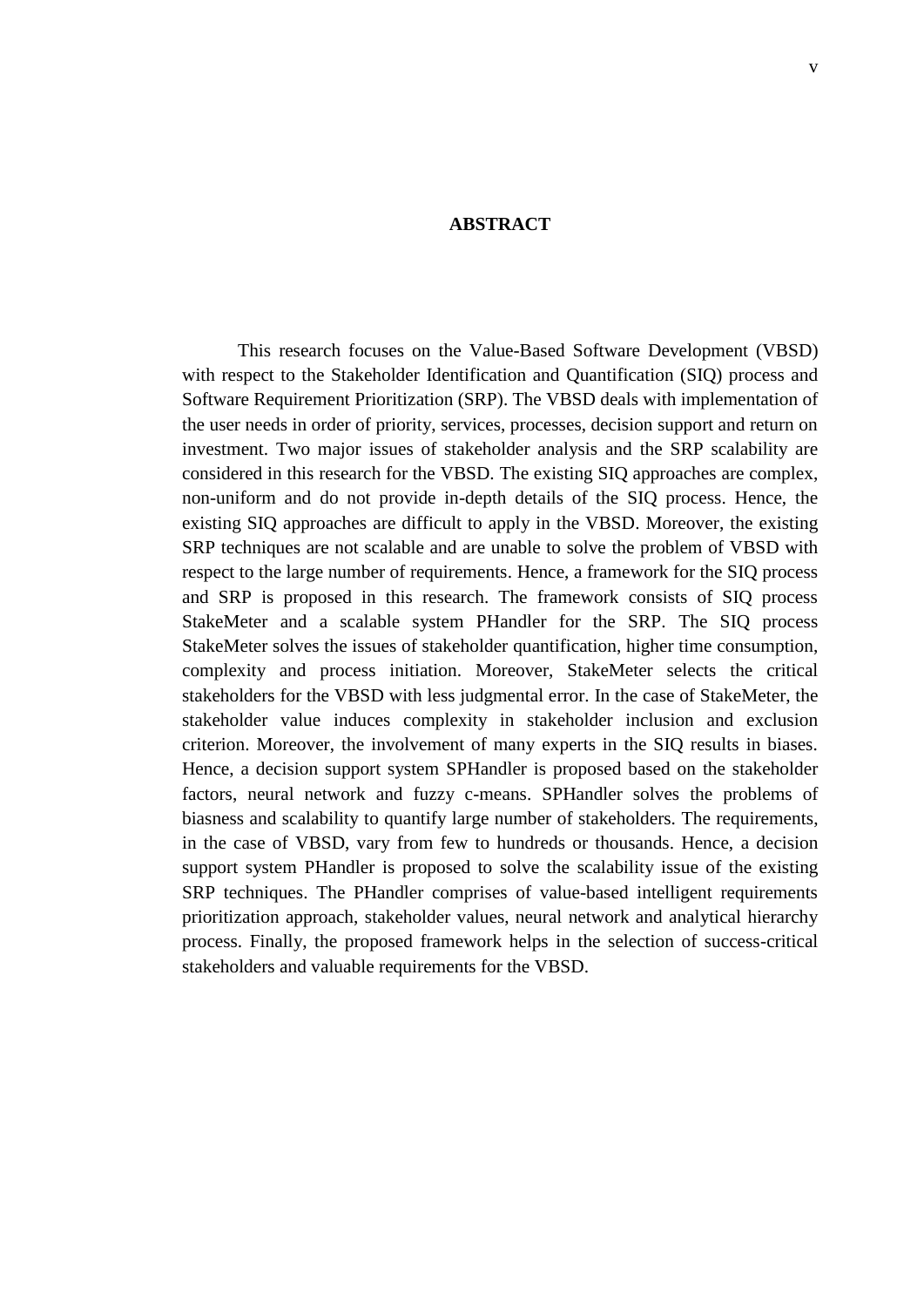# ABSTRACT

This research focuses on the Value-Based Software Development (VBSD) with respect to the Stakeholder Identification and Quantification (SIQ) process and Software Requirement Prioritization (SRP). The VBSD deals with implementation of the user needs in order of priority, services, processes, decision support and return on investment. Two major issues of stakeholder analysis and the SRP scalability are considered in this research for the VBSD. The existing SIQ approaches are complex, non-uniform and do not provide in-depth details of the SIQ process. Hence, the existing SIQ approaches are difficult to apply in the VBSD. Moreover, the existing SRP techniques are not scalable and are unable to solve the problem of VBSD with respect to the large number of requirements. Hence, a framework for the SIQ process and SRP is proposed in this research. The framework consists of SIQ process StakeMeter and a scalable system PHandler for the SRP. The SIQ process StakeMeter solves the issues of stakeholder quantification, higher time consumption, complexity and process initiation. Moreover, StakeMeter selects the critical stakeholders for the VBSD with less judgmental error. In the case of StakeMeter, the stakeholder value induces complexity in stakeholder inclusion and exclusion criterion. Moreover, the involvement of many experts in the SIQ results in biases. Hence, a decision support system SPHandler is proposed based on the stakeholder factors, neural network and fuzzy c-means. SPHandler solves the problems of biasness and scalability to quantify large number of stakeholders. The requirements, in the case of VBSD, vary from few to hundreds or thousands. Hence, a decision support system PHandler is proposed to solve the scalability issue of the existing SRP techniques. The PHandler comprises of value-based intelligent requirements prioritization approach, stakeholder values, neural network and analytical hierarchy process. Finally, the proposed framework helps in the selection of success-critical stakeholders and valuable requirements for the VBSD.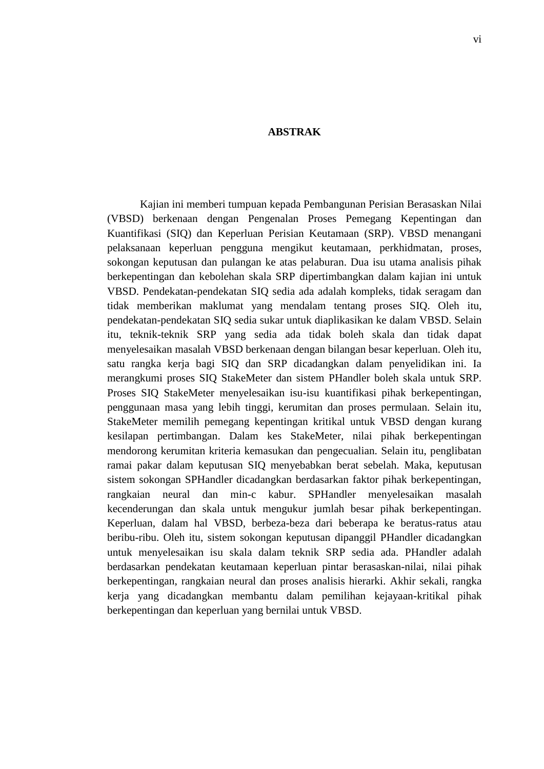# ABSTRAK

Kajian ini memberi tumpuan kepada Pembangunan Perisian Berasaskan Nilai (VBSD) berkenaan dengan Pengenalan Proses Pemegang Kepentingan dan Kuantifikasi (SIQ) dan Keperluan Perisian Keutamaan (SRP). VBSD menangani pelaksanaan keperluan pengguna mengikut keutamaan, perkhidmatan, proses, sokongan keputusan dan pulangan ke atas pelaburan. Dua isu utama analisis pihak berkepentingan dan kebolehan skala SRP dipertimbangkan dalam kajian ini untuk VBSD. Pendekatan-pendekatan SIQ sedia ada adalah kompleks, tidak seragam dan tidak memberikan maklumat yang mendalam tentang proses SIQ. Oleh itu, pendekatan-pendekatan SIQ sedia sukar untuk diaplikasikan ke dalam VBSD. Selain itu, teknik-teknik SRP yang sedia ada tidak boleh skala dan tidak dapat menyelesaikan masalah VBSD berkenaan dengan bilangan besar keperluan. Oleh itu, satu rangka kerja bagi SIQ dan SRP dicadangkan dalam penyelidikan ini. Ia merangkumi proses SIQ StakeMeter dan sistem PHandler boleh skala untuk SRP. Proses SIQ StakeMeter menyelesaikan isu-isu kuantifikasi pihak berkepentingan, penggunaan masa yang lebih tinggi, kerumitan dan proses permulaan. Selain itu, StakeMeter memilih pemegang kepentingan kritikal untuk VBSD dengan kurang kesilapan pertimbangan. Dalam kes StakeMeter, nilai pihak berkepentingan mendorong kerumitan kriteria kemasukan dan pengecualian. Selain itu, penglibatan ramai pakar dalam keputusan SIQ menyebabkan berat sebelah. Maka, keputusan sistem sokongan SPHandler dicadangkan berdasarkan faktor pihak berkepentingan, rangkaian neural dan min-c kabur. SPHandler menyelesaikan masalah kecenderungan dan skala untuk mengukur jumlah besar pihak berkepentingan. Keperluan, dalam hal VBSD, berbeza-beza dari beberapa ke beratus-ratus atau beribu-ribu. Oleh itu, sistem sokongan keputusan dipanggil PHandler dicadangkan untuk menyelesaikan isu skala dalam teknik SRP sedia ada. PHandler adalah berdasarkan pendekatan keutamaan keperluan pintar berasaskan-nilai, nilai pihak berkepentingan, rangkaian neural dan proses analisis hierarki. Akhir sekali, rangka kerja yang dicadangkan membantu dalam pemilihan kejayaan-kritikal pihak berkepentingan dan keperluan yang bernilai untuk VBSD.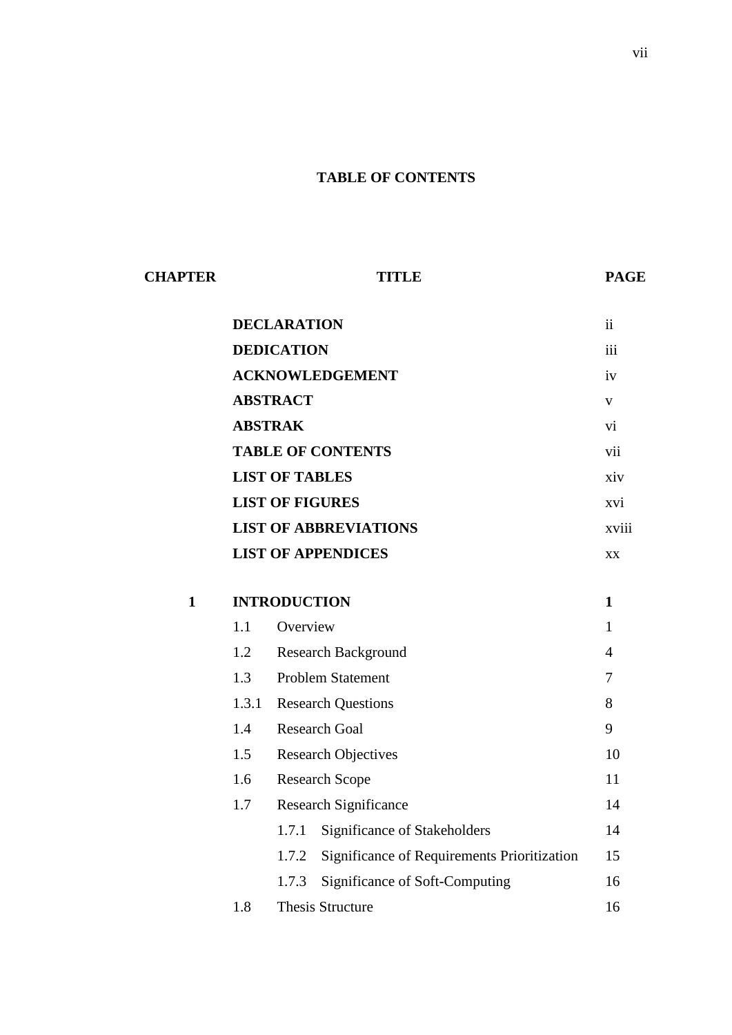# TABLE OF CONTENTS

| CHAPTER | TITLE | PAGE |
|---|---|---|
| | **DECLARATION** | ii |
| | **DEDICATION** | iii |
| | **ACKNOWLEDGEMENT** | iv |
| | **ABSTRACT** | v |
| | **ABSTRAK** | vi |
| | **TABLE OF CONTENTS** | vii |
| | **LIST OF TABLES** | xiv |
| | **LIST OF FIGURES** | xvi |
| | **LIST OF ABBREVIATIONS** | xviii |
| | **LIST OF APPENDICES** | xx |
| **1** | **INTRODUCTION** | **1** |
| | 1.1 Overview | 1 |
| | 1.2 Research Background | 4 |
| | 1.3 Problem Statement | 7 |
| | 1.3.1 Research Questions | 8 |
| | 1.4 Research Goal | 9 |
| | 1.5 Research Objectives | 10 |
| | 1.6 Research Scope | 11 |
| | 1.7 Research Significance | 14 |
| | 1.7.1 Significance of Stakeholders | 14 |
| | 1.7.2 Significance of Requirements Prioritization | 15 |
| | 1.7.3 Significance of Soft-Computing | 16 |
| | 1.8 Thesis Structure | 16 |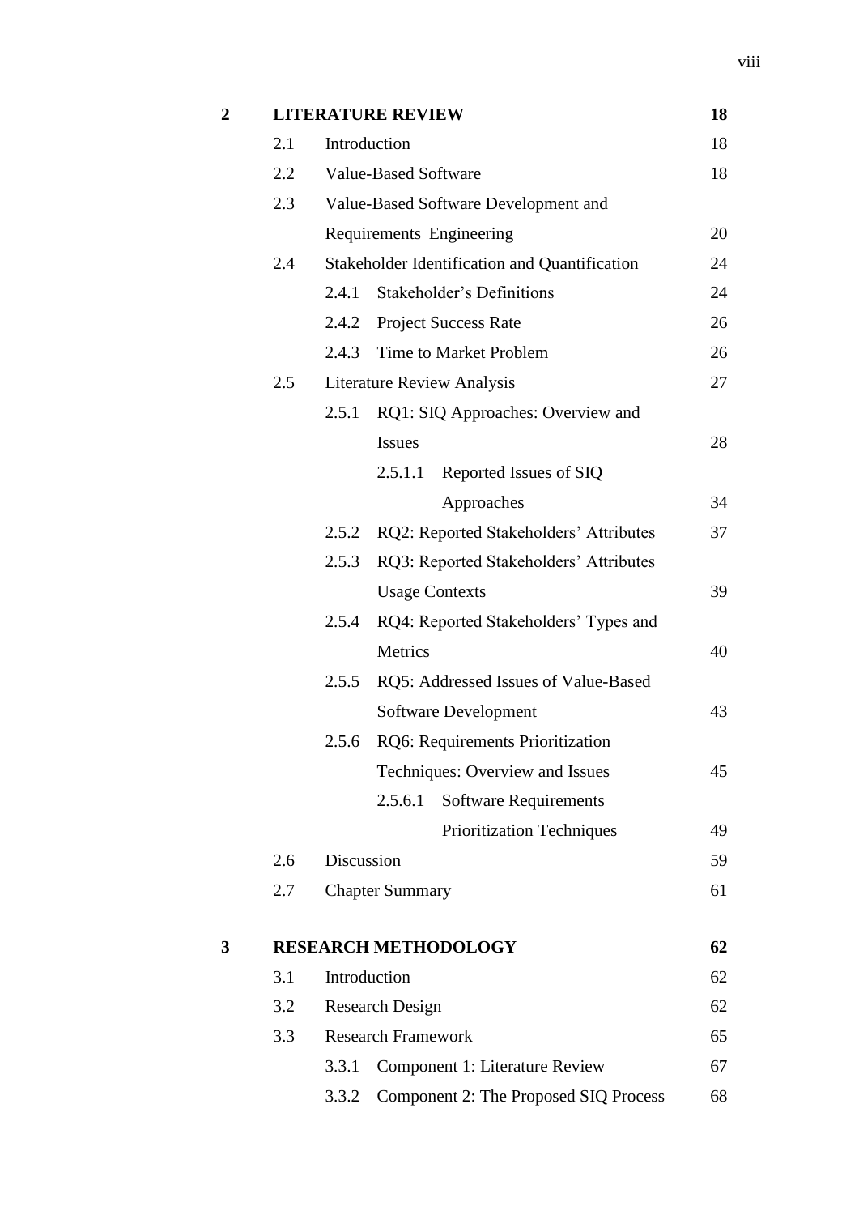| | | | | |
|---|---|---|---|---|
| **2** | **LITERATURE REVIEW** | | | **18** |
| | 2.1 | Introduction | | 18 |
| | 2.2 | Value-Based Software | | 18 |
| | 2.3 | Value-Based Software Development and Requirements Engineering | | 20 |
| | 2.4 | Stakeholder Identification and Quantification | | 24 |
| | | 2.4.1 | Stakeholder's Definitions | 24 |
| | | 2.4.2 | Project Success Rate | 26 |
| | | 2.4.3 | Time to Market Problem | 26 |
| | 2.5 | Literature Review Analysis | | 27 |
| | | 2.5.1 | RQ1: SIQ Approaches: Overview and Issues | 28 |
| | | | 2.5.1.1 Reported Issues of SIQ Approaches | 34 |
| | | 2.5.2 | RQ2: Reported Stakeholders' Attributes | 37 |
| | | 2.5.3 | RQ3: Reported Stakeholders' Attributes Usage Contexts | 39 |
| | | 2.5.4 | RQ4: Reported Stakeholders' Types and Metrics | 40 |
| | | 2.5.5 | RQ5: Addressed Issues of Value-Based Software Development | 43 |
| | | 2.5.6 | RQ6: Requirements Prioritization Techniques: Overview and Issues | 45 |
| | | | 2.5.6.1 Software Requirements Prioritization Techniques | 49 |
| | 2.6 | Discussion | | 59 |
| | 2.7 | Chapter Summary | | 61 |
| **3** | **RESEARCH METHODOLOGY** | | | **62** |
| | 3.1 | Introduction | | 62 |
| | 3.2 | Research Design | | 62 |
| | 3.3 | Research Framework | | 65 |
| | | 3.3.1 | Component 1: Literature Review | 67 |
| | | 3.3.2 | Component 2: The Proposed SIQ Process | 68 |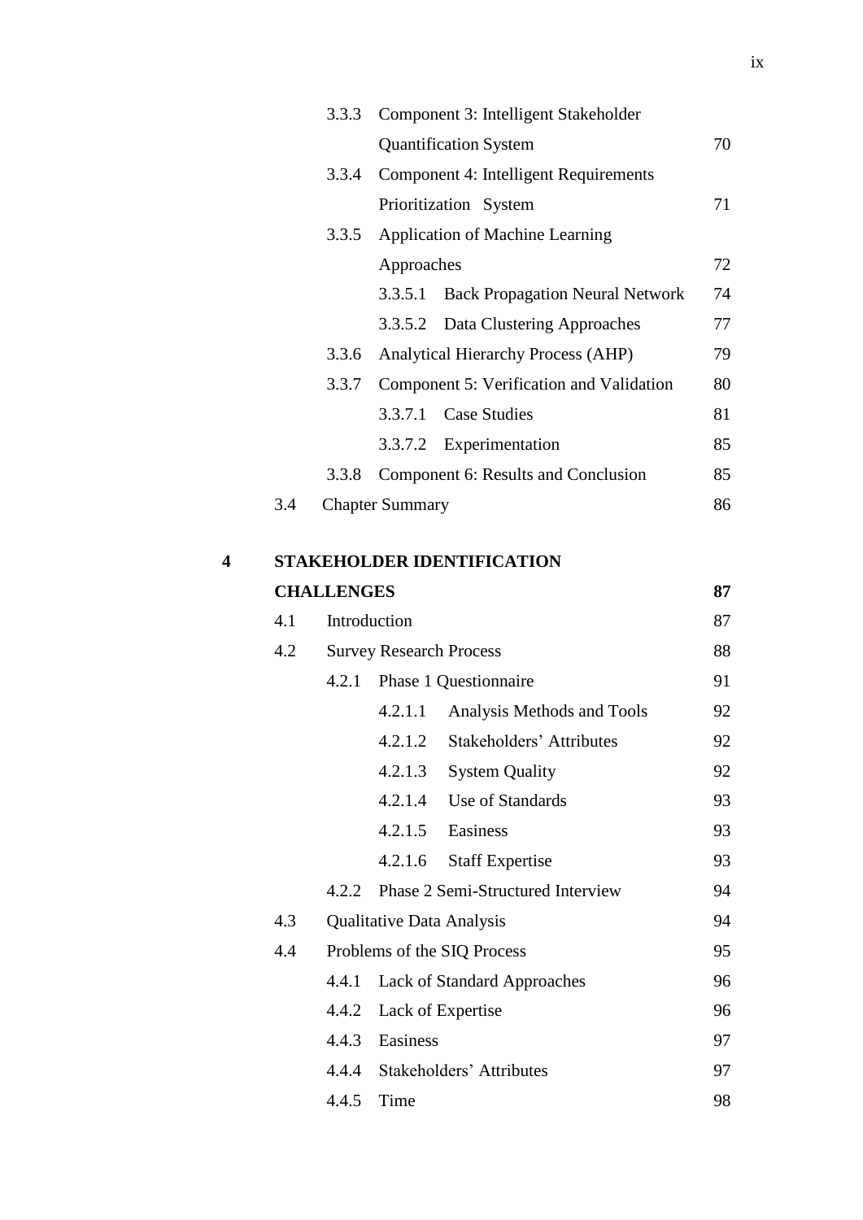| | | | |
|---|---|---|---|
| | 3.3.3 | Component 3: Intelligent Stakeholder Quantification System | 70 |
| | 3.3.4 | Component 4: Intelligent Requirements Prioritization System | 71 |
| | 3.3.5 | Application of Machine Learning Approaches | 72 |
| | | 3.3.5.1 Back Propagation Neural Network | 74 |
| | | 3.3.5.2 Data Clustering Approaches | 77 |
| | 3.3.6 | Analytical Hierarchy Process (AHP) | 79 |
| | 3.3.7 | Component 5: Verification and Validation | 80 |
| | | 3.3.7.1 Case Studies | 81 |
| | | 3.3.7.2 Experimentation | 85 |
| | 3.3.8 | Component 6: Results and Conclusion | 85 |
| 3.4 | | Chapter Summary | 86 |

**4 STAKEHOLDER IDENTIFICATION CHALLENGES** **87**

| | | | |
|---|---|---|---|
| 4.1 | | Introduction | 87 |
| 4.2 | | Survey Research Process | 88 |
| | 4.2.1 | Phase 1 Questionnaire | 91 |
| | | 4.2.1.1 Analysis Methods and Tools | 92 |
| | | 4.2.1.2 Stakeholders' Attributes | 92 |
| | | 4.2.1.3 System Quality | 92 |
| | | 4.2.1.4 Use of Standards | 93 |
| | | 4.2.1.5 Easiness | 93 |
| | | 4.2.1.6 Staff Expertise | 93 |
| | 4.2.2 | Phase 2 Semi-Structured Interview | 94 |
| 4.3 | | Qualitative Data Analysis | 94 |
| 4.4 | | Problems of the SIQ Process | 95 |
| | 4.4.1 | Lack of Standard Approaches | 96 |
| | 4.4.2 | Lack of Expertise | 96 |
| | 4.4.3 | Easiness | 97 |
| | 4.4.4 | Stakeholders' Attributes | 97 |
| | 4.4.5 | Time | 98 |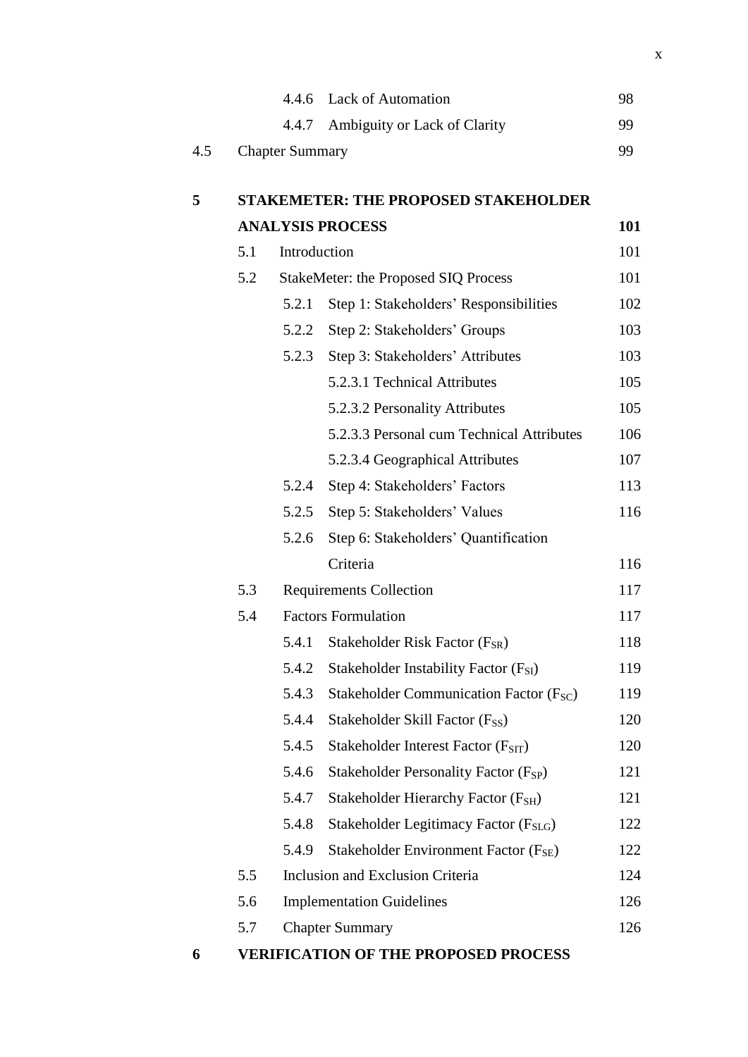| | | | |
|---|---|---|---|
| | 4.4.6 | Lack of Automation | 98 |
| | 4.4.7 | Ambiguity or Lack of Clarity | 99 |
| 4.5 | Chapter Summary | | 99 |
| | | | |
| **5** | **STAKEMETER: THE PROPOSED STAKEHOLDER ANALYSIS PROCESS** | | **101** |
| | 5.1 | Introduction | 101 |
| | 5.2 | StakeMeter: the Proposed SIQ Process | 101 |
| | 5.2.1 | Step 1: Stakeholders' Responsibilities | 102 |
| | 5.2.2 | Step 2: Stakeholders' Groups | 103 |
| | 5.2.3 | Step 3: Stakeholders' Attributes | 103 |
| | | 5.2.3.1 Technical Attributes | 105 |
| | | 5.2.3.2 Personality Attributes | 105 |
| | | 5.2.3.3 Personal cum Technical Attributes | 106 |
| | | 5.2.3.4 Geographical Attributes | 107 |
| | 5.2.4 | Step 4: Stakeholders' Factors | 113 |
| | 5.2.5 | Step 5: Stakeholders' Values | 116 |
| | 5.2.6 | Step 6: Stakeholders' Quantification Criteria | 116 |
| | 5.3 | Requirements Collection | 117 |
| | 5.4 | Factors Formulation | 117 |
| | 5.4.1 | Stakeholder Risk Factor ($F_{SR}$) | 118 |
| | 5.4.2 | Stakeholder Instability Factor ($F_{SI}$) | 119 |
| | 5.4.3 | Stakeholder Communication Factor ($F_{SC}$) | 119 |
| | 5.4.4 | Stakeholder Skill Factor ($F_{SS}$) | 120 |
| | 5.4.5 | Stakeholder Interest Factor ($F_{SIT}$) | 120 |
| | 5.4.6 | Stakeholder Personality Factor ($F_{SP}$) | 121 |
| | 5.4.7 | Stakeholder Hierarchy Factor ($F_{SH}$) | 121 |
| | 5.4.8 | Stakeholder Legitimacy Factor ($F_{SLG}$) | 122 |
| | 5.4.9 | Stakeholder Environment Factor ($F_{SE}$) | 122 |
| | 5.5 | Inclusion and Exclusion Criteria | 124 |
| | 5.6 | Implementation Guidelines | 126 |
| | 5.7 | Chapter Summary | 126 |
| | | | |
| **6** | **VERIFICATION OF THE PROPOSED PROCESS** | | |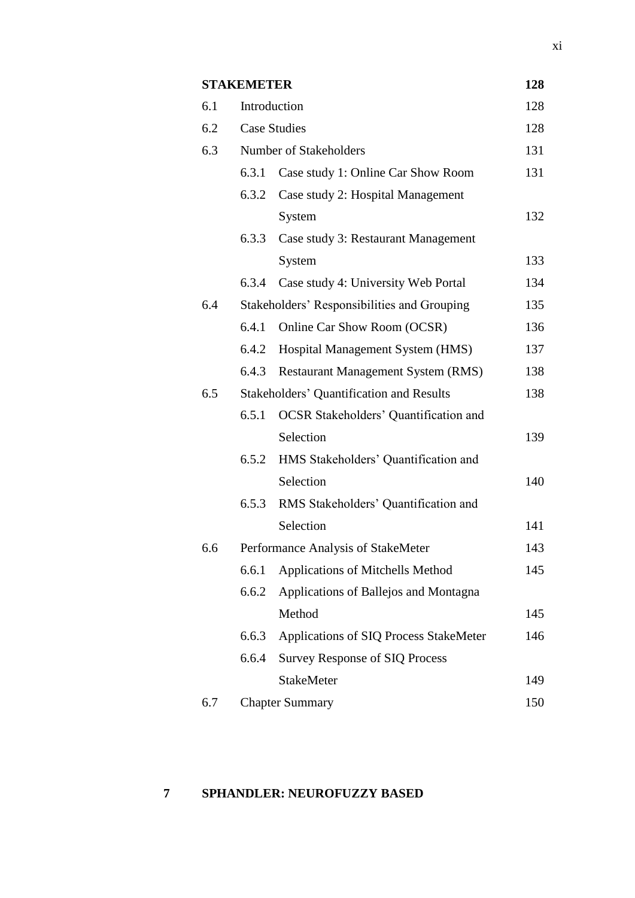| | | | |
|---|---|---|---|
| **STAKEMETER** | | | **128** |
| 6.1 | Introduction | | 128 |
| 6.2 | Case Studies | | 128 |
| 6.3 | Number of Stakeholders | | 131 |
| | 6.3.1 | Case study 1: Online Car Show Room | 131 |
| | 6.3.2 | Case study 2: Hospital Management System | 132 |
| | 6.3.3 | Case study 3: Restaurant Management System | 133 |
| | 6.3.4 | Case study 4: University Web Portal | 134 |
| 6.4 | Stakeholders' Responsibilities and Grouping | | 135 |
| | 6.4.1 | Online Car Show Room (OCSR) | 136 |
| | 6.4.2 | Hospital Management System (HMS) | 137 |
| | 6.4.3 | Restaurant Management System (RMS) | 138 |
| 6.5 | Stakeholders' Quantification and Results | | 138 |
| | 6.5.1 | OCSR Stakeholders' Quantification and Selection | 139 |
| | 6.5.2 | HMS Stakeholders' Quantification and Selection | 140 |
| | 6.5.3 | RMS Stakeholders' Quantification and Selection | 141 |
| 6.6 | Performance Analysis of StakeMeter | | 143 |
| | 6.6.1 | Applications of Mitchells Method | 145 |
| | 6.6.2 | Applications of Ballejos and Montagna Method | 145 |
| | 6.6.3 | Applications of SIQ Process StakeMeter | 146 |
| | 6.6.4 | Survey Response of SIQ Process StakeMeter | 149 |
| 6.7 | Chapter Summary | | 150 |

**7 SPHANDLER: NEUROFUZZY BASED**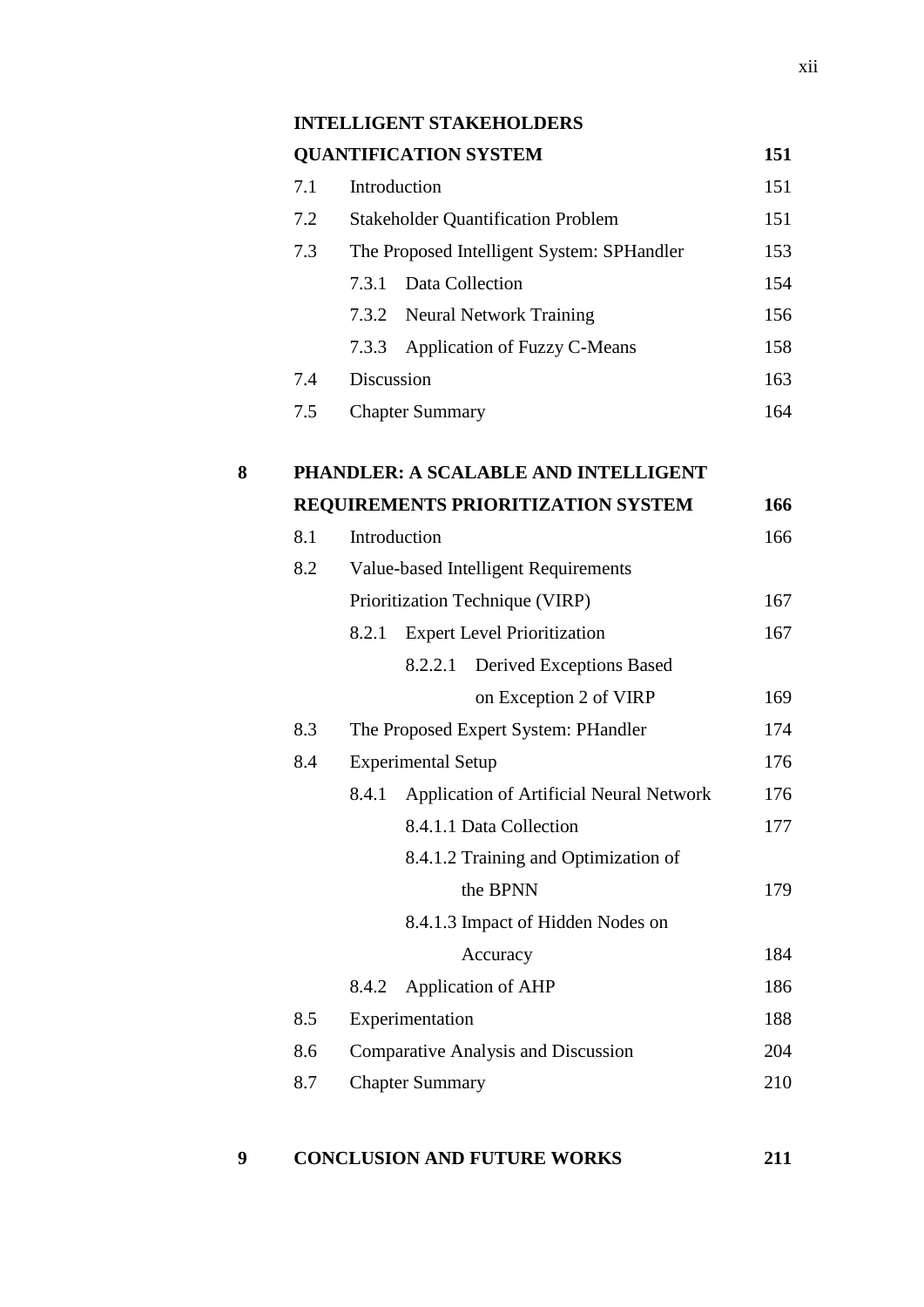| | | | |
|---|---|---|---|
| | **INTELLIGENT STAKEHOLDERS QUANTIFICATION SYSTEM** | | **151** |
| | 7.1 | Introduction | 151 |
| | 7.2 | Stakeholder Quantification Problem | 151 |
| | 7.3 | The Proposed Intelligent System: SPHandler | 153 |
| | | 7.3.1 Data Collection | 154 |
| | | 7.3.2 Neural Network Training | 156 |
| | | 7.3.3 Application of Fuzzy C-Means | 158 |
| | 7.4 | Discussion | 163 |
| | 7.5 | Chapter Summary | 164 |
| **8** | **PHANDLER: A SCALABLE AND INTELLIGENT REQUIREMENTS PRIORITIZATION SYSTEM** | | **166** |
| | 8.1 | Introduction | 166 |
| | 8.2 | Value-based Intelligent Requirements Prioritization Technique (VIRP) | 167 |
| | | 8.2.1 Expert Level Prioritization | 167 |
| | | 8.2.2.1 Derived Exceptions Based on Exception 2 of VIRP | 169 |
| | 8.3 | The Proposed Expert System: PHandler | 174 |
| | 8.4 | Experimental Setup | 176 |
| | | 8.4.1 Application of Artificial Neural Network | 176 |
| | | 8.4.1.1 Data Collection | 177 |
| | | 8.4.1.2 Training and Optimization of the BPNN | 179 |
| | | 8.4.1.3 Impact of Hidden Nodes on Accuracy | 184 |
| | | 8.4.2 Application of AHP | 186 |
| | 8.5 | Experimentation | 188 |
| | 8.6 | Comparative Analysis and Discussion | 204 |
| | 8.7 | Chapter Summary | 210 |
| **9** | **CONCLUSION AND FUTURE WORKS** | | **211** |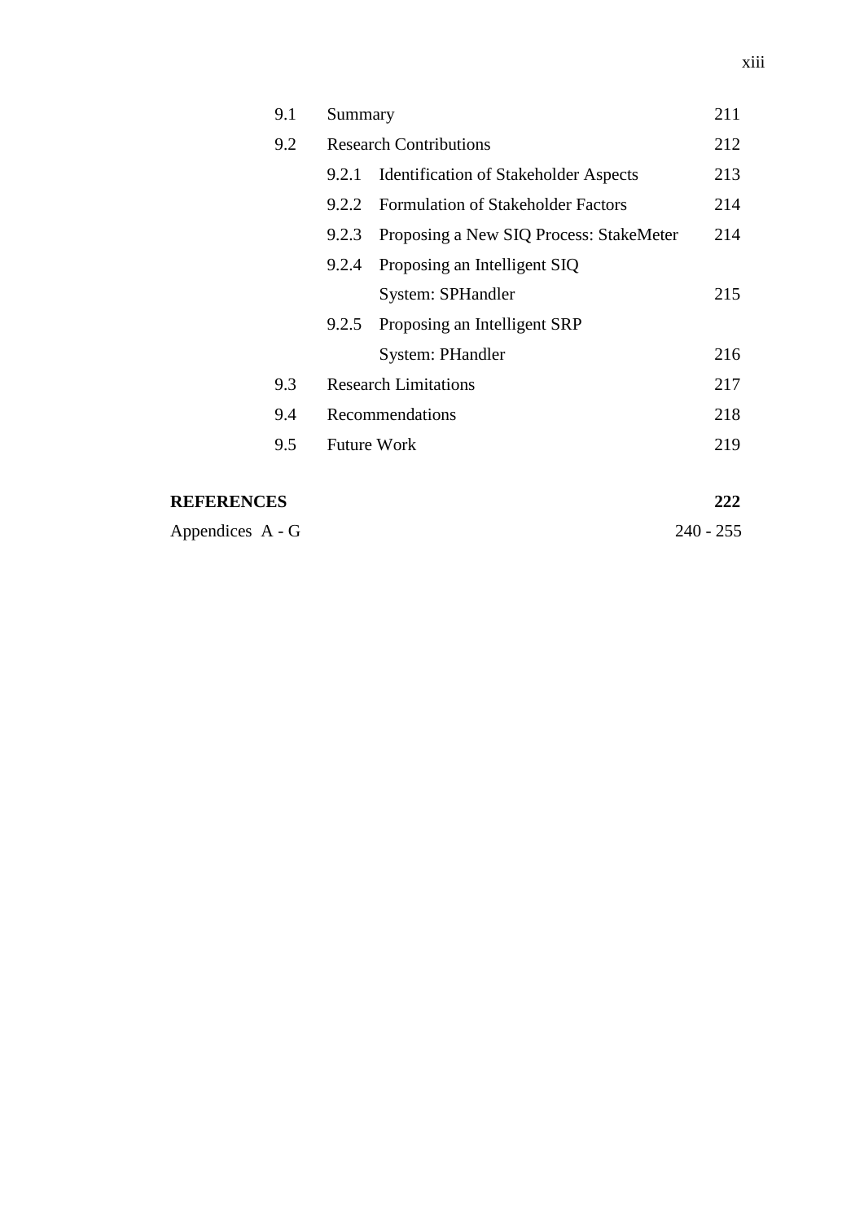| | | | |
|---|---|---|---|
| 9.1 | Summary | | 211 |
| 9.2 | Research Contributions | | 212 |
| | 9.2.1 | Identification of Stakeholder Aspects | 213 |
| | 9.2.2 | Formulation of Stakeholder Factors | 214 |
| | 9.2.3 | Proposing a New SIQ Process: StakeMeter | 214 |
| | 9.2.4 | Proposing an Intelligent SIQ System: SPHandler | 215 |
| | 9.2.5 | Proposing an Intelligent SRP System: PHandler | 216 |
| 9.3 | Research Limitations | | 217 |
| 9.4 | Recommendations | | 218 |
| 9.5 | Future Work | | 219 |

| | |
|---|---|
| **REFERENCES** | **222** |
| Appendices A - G | 240 - 255 |